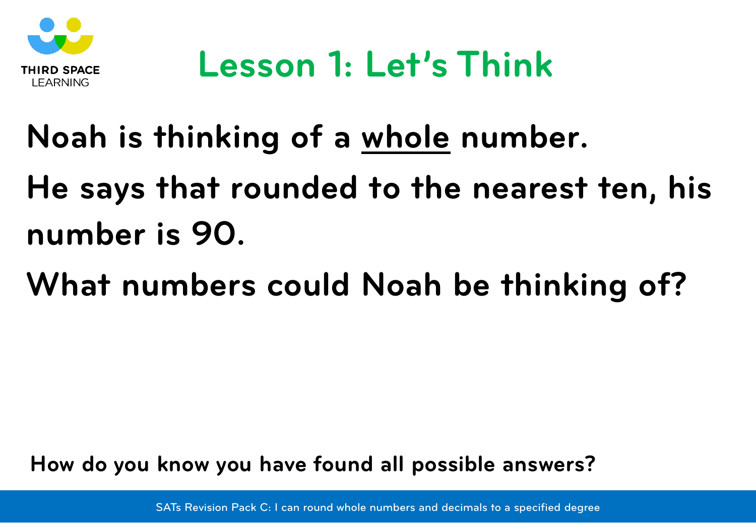# Lesson 1: Let's Think

**Noah is thinking of a <u>whole</u> number.**

**He says that rounded to the nearest ten, his number is 90.**

**What numbers could Noah be thinking of?**

**How do you know you have found all possible answers?**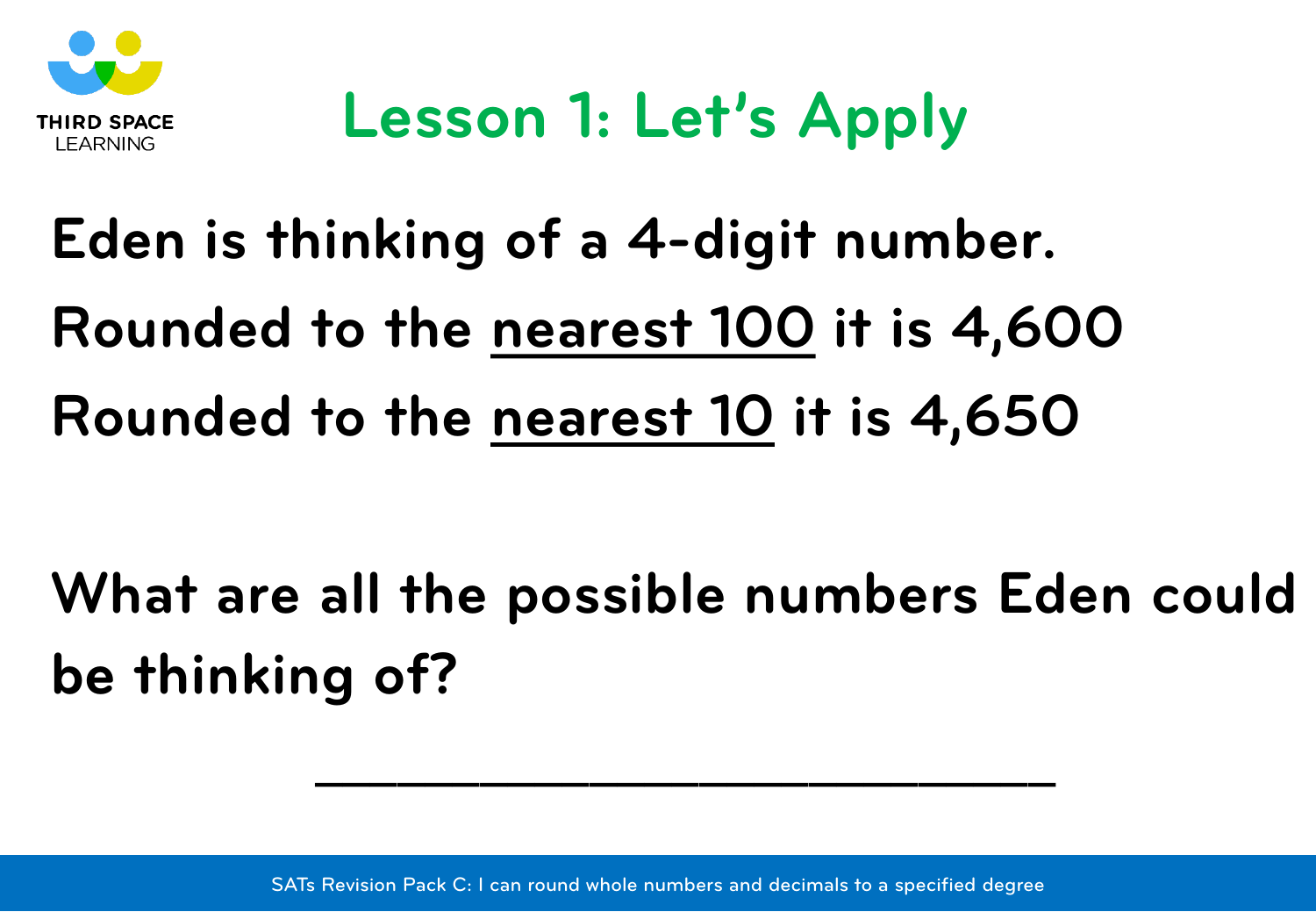# Lesson 1: Let's Apply

Eden is thinking of a 4-digit number.

Rounded to the <u>nearest 100</u> it is 4,600

Rounded to the <u>nearest 10</u> it is 4,650

What are all the possible numbers Eden could be thinking of?

______________________________

SATs Revision Pack C: I can round whole numbers and decimals to a specified degree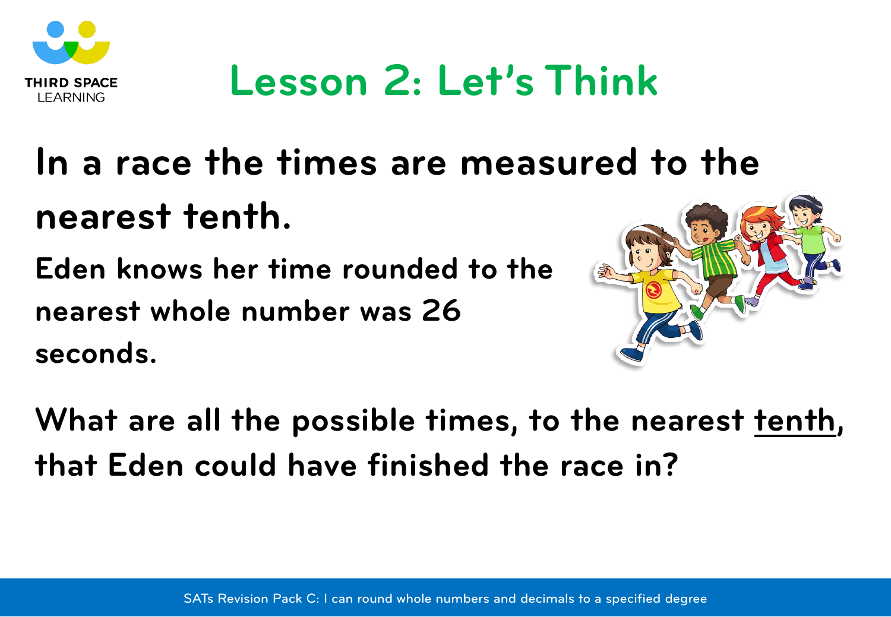# Lesson 2: Let's Think

**In a race the times are measured to the nearest tenth.**

**Eden knows her time rounded to the nearest whole number was 26 seconds.**

**What are all the possible times, to the nearest tenth, that Eden could have finished the race in?**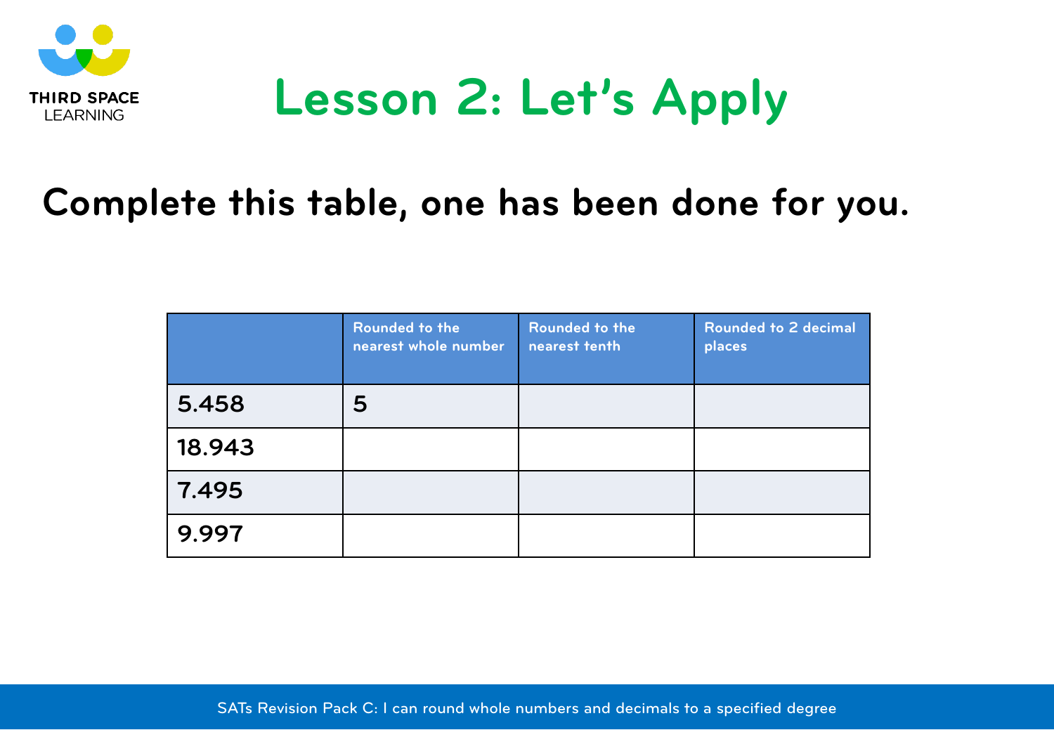# Lesson 2: Let's Apply

## Complete this table, one has been done for you.

| | Rounded to the nearest whole number | Rounded to the nearest tenth | Rounded to 2 decimal places |
|---|---|---|---|
| 5.458 | 5 | | |
| 18.943 | | | |
| 7.495 | | | |
| 9.997 | | | |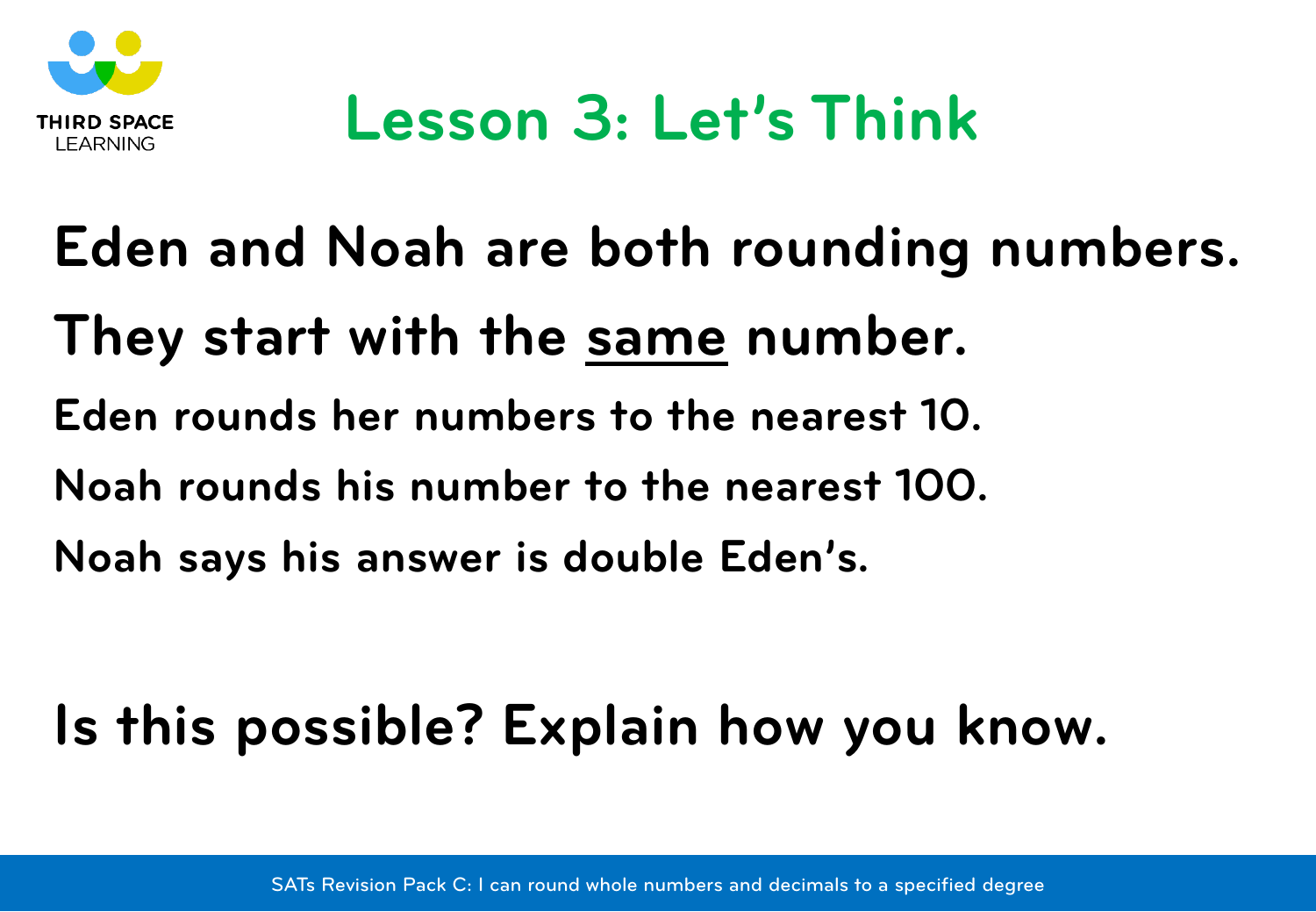# Lesson 3: Let's Think

**Eden and Noah are both rounding numbers.**

**They start with the <u>same</u> number.**

**Eden rounds her numbers to the nearest 10.**

**Noah rounds his number to the nearest 100.**

**Noah says his answer is double Eden's.**

**Is this possible? Explain how you know.**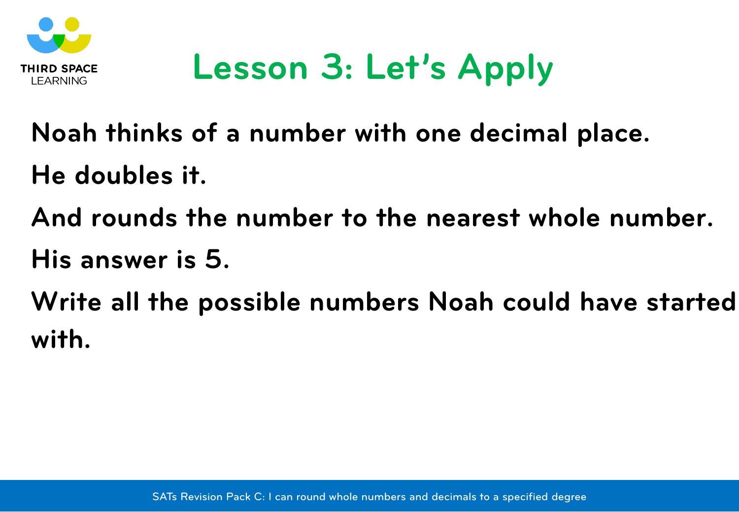# Lesson 3: Let's Apply

Noah thinks of a number with one decimal place.

He doubles it.

And rounds the number to the nearest whole number.

His answer is 5.

Write all the possible numbers Noah could have started with.